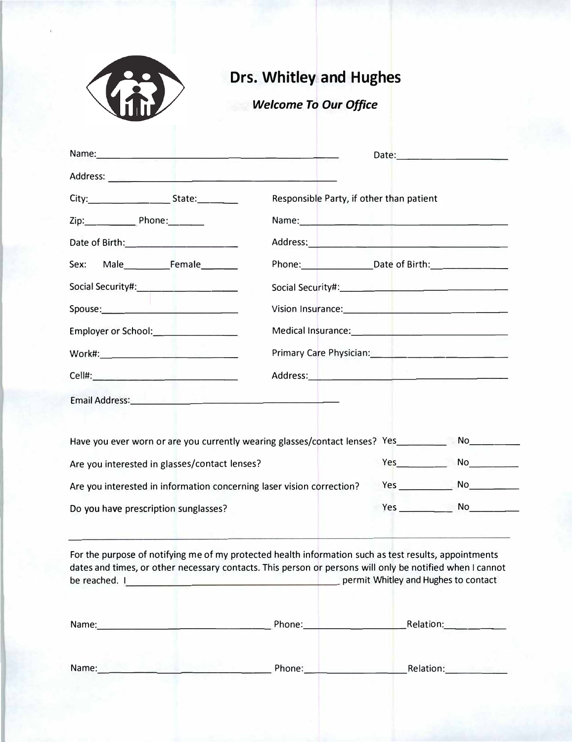# Drs. Whitley and Hughes

***Welcome To Our Office***

Name:______________________________________ Date:__________________

Address: ____________________________________

City:______________ State:________

Zip:__________ Phone:_______

Date of Birth:____________________

Sex: Male_________Female_______

Social Security#:__________________

Spouse:________________________

Employer or School:_______________

Work#:_________________________

Cell#:__________________________

Email Address:________________________________

Responsible Party, if other than patient

Name:_________________________________

Address:_______________________________

Phone:______________Date of Birth:______________

Social Security#:___________________________

Vision Insurance:___________________________

Medical Insurance:__________________________

Primary Care Physician:______________________

Address:_______________________________

Have you ever worn or are you currently wearing glasses/contact lenses? Yes_________ No_________

Are you interested in glasses/contact lenses? Yes_________ No_________

Are you interested in information concerning laser vision correction? Yes _________ No_________

Do you have prescription sunglasses? Yes _________ No_________

---

For the purpose of notifying me of my protected health information such as test results, appointments dates and times, or other necessary contacts. This person or persons will only be notified when I cannot be reached. I ______________________________________ permit Whitley and Hughes to contact

Name:______________________________ Phone:__________________Relation:___________

Name:______________________________ Phone:__________________Relation:___________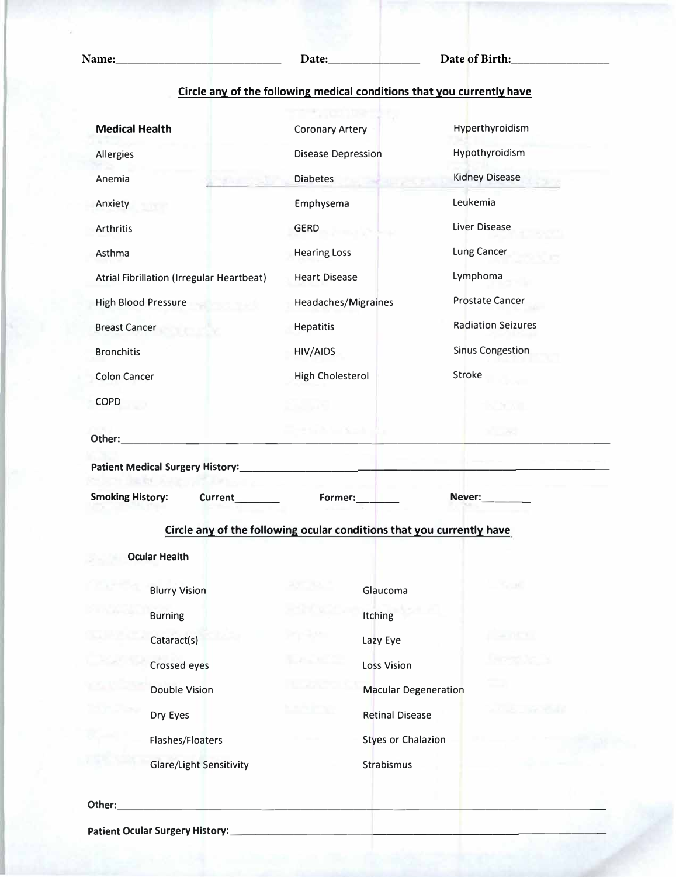Name:\_\_\_\_\_\_\_\_\_\_\_\_\_\_\_\_\_\_\_\_\_\_\_\_\_\_\_\_ Date:\_\_\_\_\_\_\_\_\_\_\_\_\_\_\_ Date of Birth:\_\_\_\_\_\_\_\_\_\_\_\_\_\_\_\_

## Circle any of the following medical conditions that you currently have

**Medical Health**

| | | |
|---|---|---|
| Allergies | Coronary Artery | Hyperthyroidism |
| Anemia | Disease Depression | Hypothyroidism |
| Anxiety | Diabetes | Kidney Disease |
| Arthritis | Emphysema | Leukemia |
| Asthma | GERD | Liver Disease |
| Atrial Fibrillation (Irregular Heartbeat) | Hearing Loss | Lung Cancer |
| High Blood Pressure | Heart Disease | Lymphoma |
| Breast Cancer | Headaches/Migraines | Prostate Cancer |
| Bronchitis | Hepatitis | Radiation Seizures |
| Colon Cancer | HIV/AIDS | Sinus Congestion |
| COPD | High Cholesterol | Stroke |

**Other:**\_\_\_\_\_\_\_\_\_\_\_\_\_\_\_\_\_\_\_\_\_\_\_\_\_\_\_\_\_\_\_\_\_\_\_\_\_\_\_\_\_\_\_\_\_\_\_\_\_\_\_\_\_\_\_\_\_\_\_\_

**Patient Medical Surgery History:**\_\_\_\_\_\_\_\_\_\_\_\_\_\_\_\_\_\_\_\_\_\_\_\_\_\_\_\_\_\_\_\_\_\_\_\_\_\_\_\_\_\_\_\_

**Smoking History:** **Current**\_\_\_\_\_\_\_\_ **Former:**\_\_\_\_\_\_\_\_ **Never:**\_\_\_\_\_\_\_\_

## Circle any of the following ocular conditions that you currently have

**Ocular Health**

| | |
|---|---|
| Blurry Vision | Glaucoma |
| Burning | Itching |
| Cataract(s) | Lazy Eye |
| Crossed eyes | Loss Vision |
| Double Vision | Macular Degeneration |
| Dry Eyes | Retinal Disease |
| Flashes/Floaters | Styes or Chalazion |
| Glare/Light Sensitivity | Strabismus |

**Other:**\_\_\_\_\_\_\_\_\_\_\_\_\_\_\_\_\_\_\_\_\_\_\_\_\_\_\_\_\_\_\_\_\_\_\_\_\_\_\_\_\_\_\_\_\_\_\_\_\_\_\_\_\_\_\_\_\_\_\_\_

**Patient Ocular Surgery History:**\_\_\_\_\_\_\_\_\_\_\_\_\_\_\_\_\_\_\_\_\_\_\_\_\_\_\_\_\_\_\_\_\_\_\_\_\_\_\_\_\_\_\_\_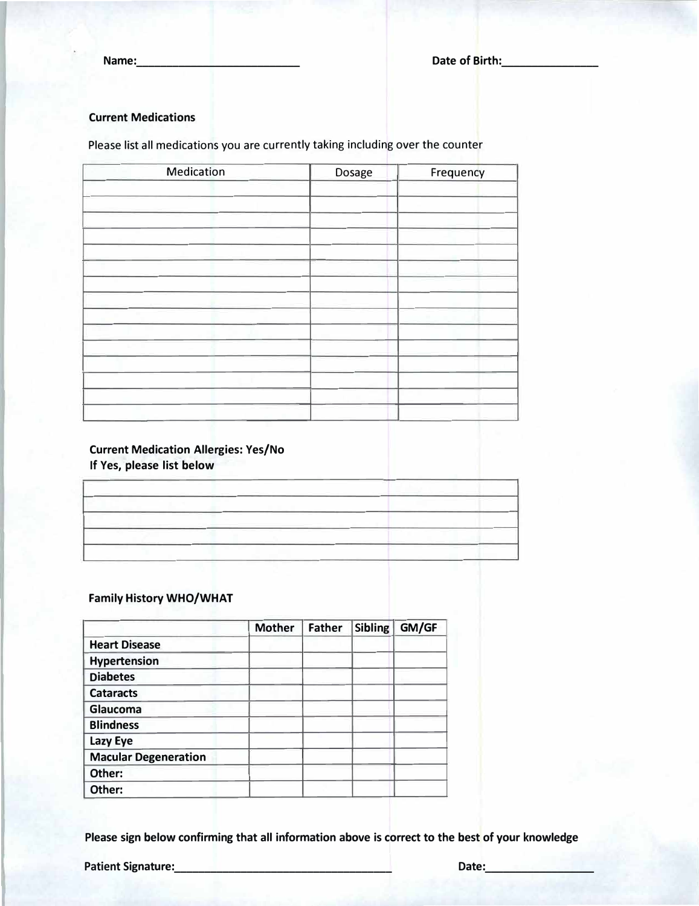Name:_________________________ Date of Birth:_______________

**Current Medications**

Please list all medications you are currently taking including over the counter

| Medication | Dosage | Frequency |
|---|---|---|
| | | |
| | | |
| | | |
| | | |
| | | |
| | | |
| | | |
| | | |
| | | |
| | | |
| | | |
| | | |
| | | |
| | | |
| | | |

**Current Medication Allergies: Yes/No**
**If Yes, please list below**

| |
|---|
| |
| |
| |
| |
| |

**Family History WHO/WHAT**

| | Mother | Father | Sibling | GM/GF |
|---|---|---|---|---|
| **Heart Disease** | | | | |
| **Hypertension** | | | | |
| **Diabetes** | | | | |
| **Cataracts** | | | | |
| **Glaucoma** | | | | |
| **Blindness** | | | | |
| **Lazy Eye** | | | | |
| **Macular Degeneration** | | | | |
| **Other:** | | | | |
| **Other:** | | | | |

**Please sign below confirming that all information above is correct to the best of your knowledge**

**Patient Signature:**___________________________________ **Date:**_________________